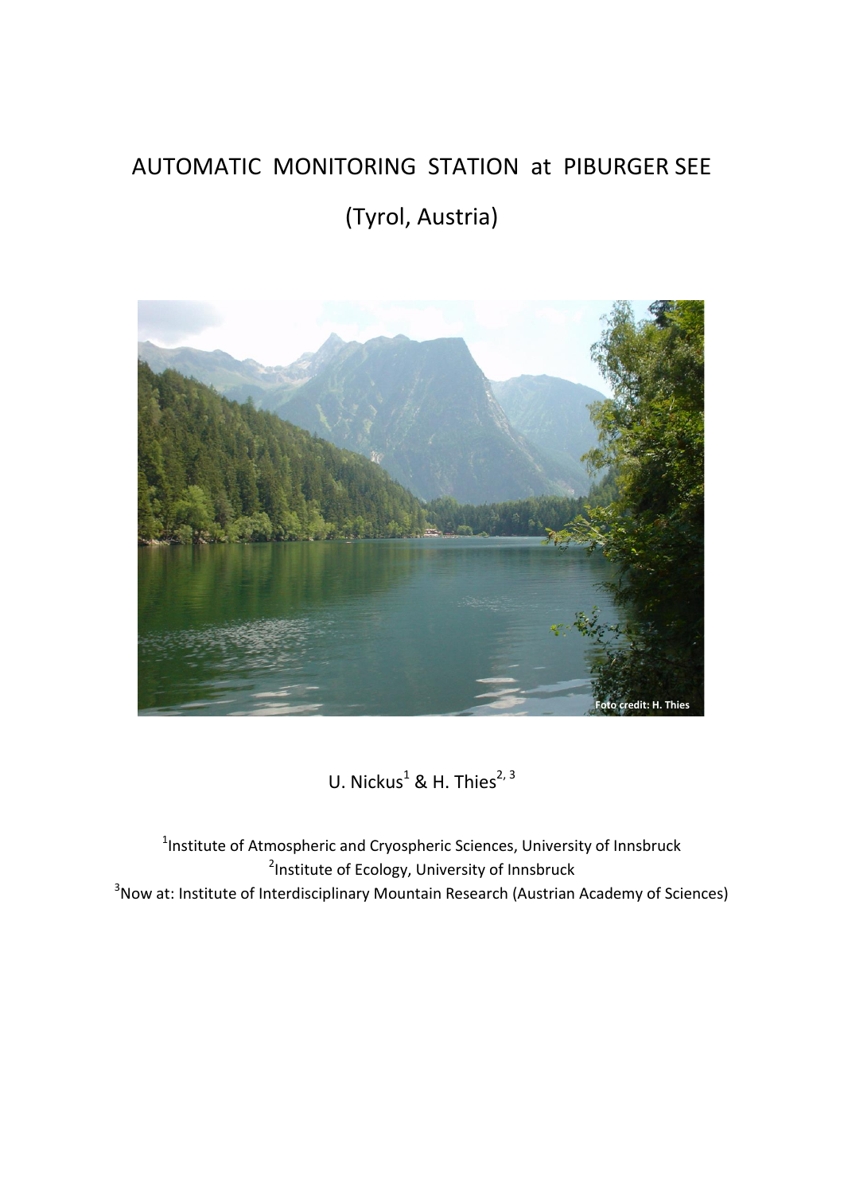# AUTOMATIC MONITORING STATION at PIBURGER SEE

# (Tyrol, Austria)

Foto credit: H. Thies

U. Nickus[1] & H. Thies[2, 3]

[1]Institute of Atmospheric and Cryospheric Sciences, University of Innsbruck
[2]Institute of Ecology, University of Innsbruck
[3]Now at: Institute of Interdisciplinary Mountain Research (Austrian Academy of Sciences)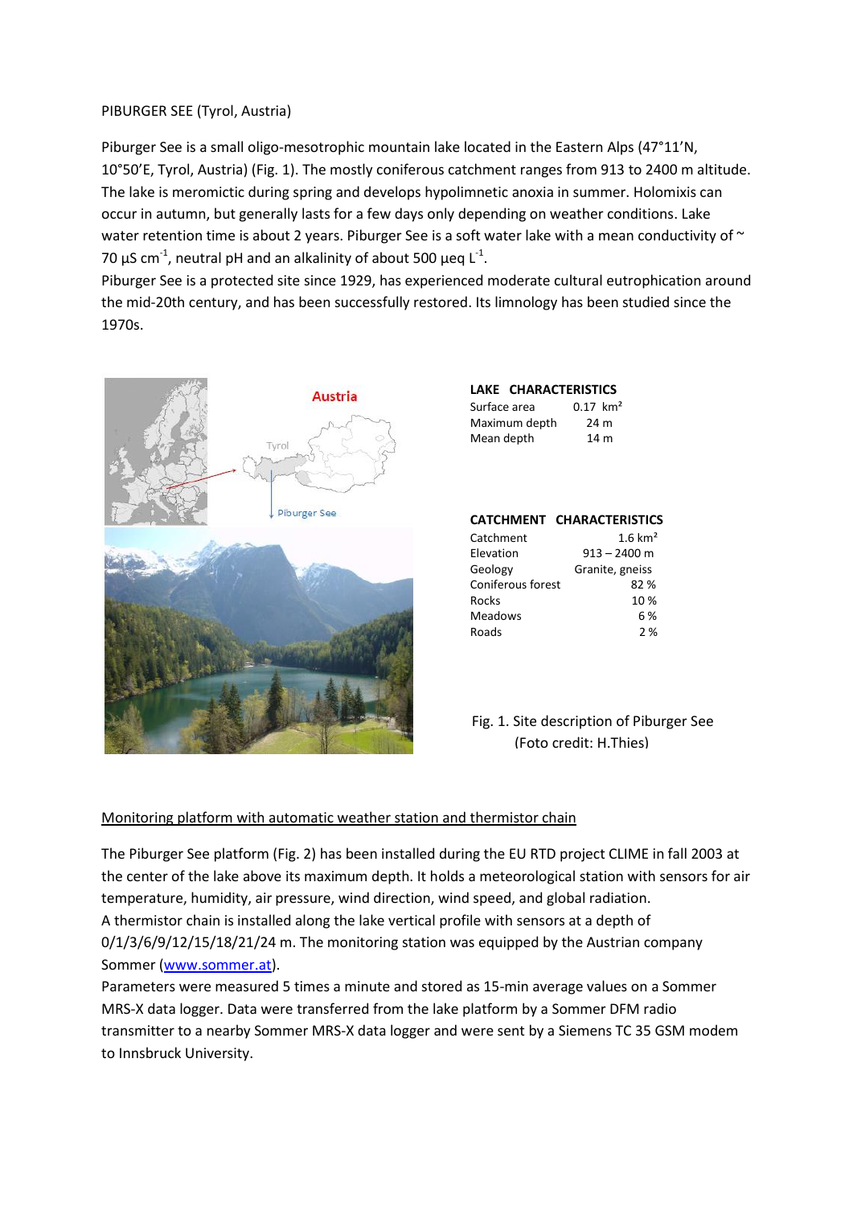PIBURGER SEE (Tyrol, Austria)

Piburger See is a small oligo-mesotrophic mountain lake located in the Eastern Alps (47°11'N, 10°50'E, Tyrol, Austria) (Fig. 1). The mostly coniferous catchment ranges from 913 to 2400 m altitude. The lake is meromictic during spring and develops hypolimnetic anoxia in summer. Holomixis can occur in autumn, but generally lasts for a few days only depending on weather conditions. Lake water retention time is about 2 years. Piburger See is a soft water lake with a mean conductivity of ~ 70 µS $cm^{-1}$, neutral pH and an alkalinity of about 500 µeq $L^{-1}$.

Piburger See is a protected site since 1929, has experienced moderate cultural eutrophication around the mid-20th century, and has been successfully restored. Its limnology has been studied since the 1970s.

| LAKE CHARACTERISTICS | |
|---|---|
| Surface area | 0.17 km² |
| Maximum depth | 24 m |
| Mean depth | 14 m |

| CATCHMENT CHARACTERISTICS | |
|---|---|
| Catchment | 1.6 km² |
| Elevation | 913 – 2400 m |
| Geology | Granite, gneiss |
| Coniferous forest | 82 % |
| Rocks | 10 % |
| Meadows | 6 % |
| Roads | 2 % |

Fig. 1. Site description of Piburger See (Foto credit: H.Thies)

Monitoring platform with automatic weather station and thermistor chain

The Piburger See platform (Fig. 2) has been installed during the EU RTD project CLIME in fall 2003 at the center of the lake above its maximum depth. It holds a meteorological station with sensors for air temperature, humidity, air pressure, wind direction, wind speed, and global radiation.
A thermistor chain is installed along the lake vertical profile with sensors at a depth of 0/1/3/6/9/12/15/18/21/24 m. The monitoring station was equipped by the Austrian company Sommer (www.sommer.at).
Parameters were measured 5 times a minute and stored as 15-min average values on a Sommer MRS-X data logger. Data were transferred from the lake platform by a Sommer DFM radio transmitter to a nearby Sommer MRS-X data logger and were sent by a Siemens TC 35 GSM modem to Innsbruck University.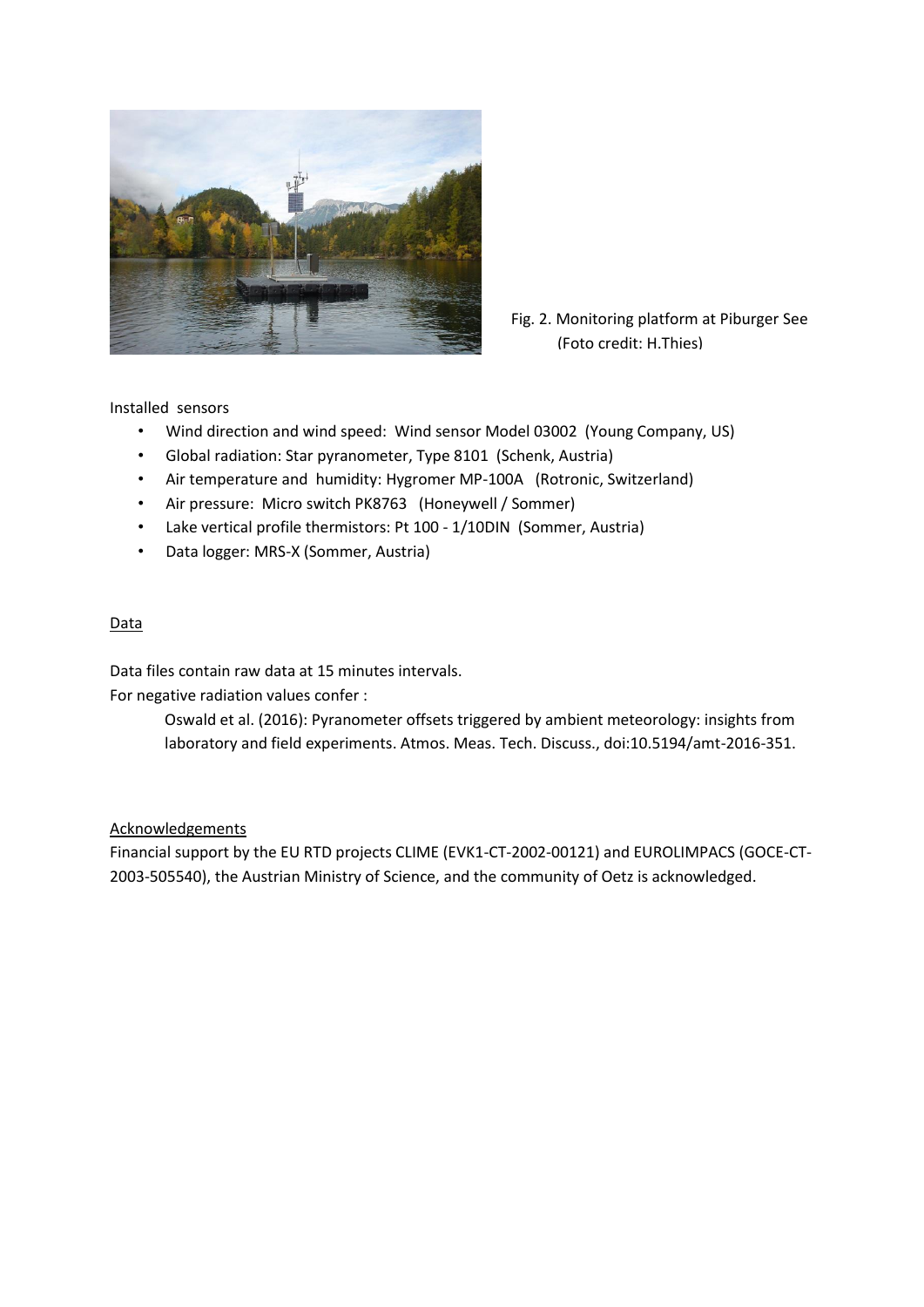Fig. 2. Monitoring platform at Piburger See (Foto credit: H.Thies)

Installed sensors

- Wind direction and wind speed: Wind sensor Model 03002 (Young Company, US)
- Global radiation: Star pyranometer, Type 8101 (Schenk, Austria)
- Air temperature and humidity: Hygromer MP-100A (Rotronic, Switzerland)
- Air pressure: Micro switch PK8763 (Honeywell / Sommer)
- Lake vertical profile thermistors: Pt 100 - 1/10DIN (Sommer, Austria)
- Data logger: MRS-X (Sommer, Austria)

## Data

Data files contain raw data at 15 minutes intervals.

For negative radiation values confer :

> Oswald et al. (2016): Pyranometer offsets triggered by ambient meteorology: insights from laboratory and field experiments. Atmos. Meas. Tech. Discuss., doi:10.5194/amt-2016-351.

## Acknowledgements

Financial support by the EU RTD projects CLIME (EVK1-CT-2002-00121) and EUROLIMPACS (GOCE-CT-2003-505540), the Austrian Ministry of Science, and the community of Oetz is acknowledged.